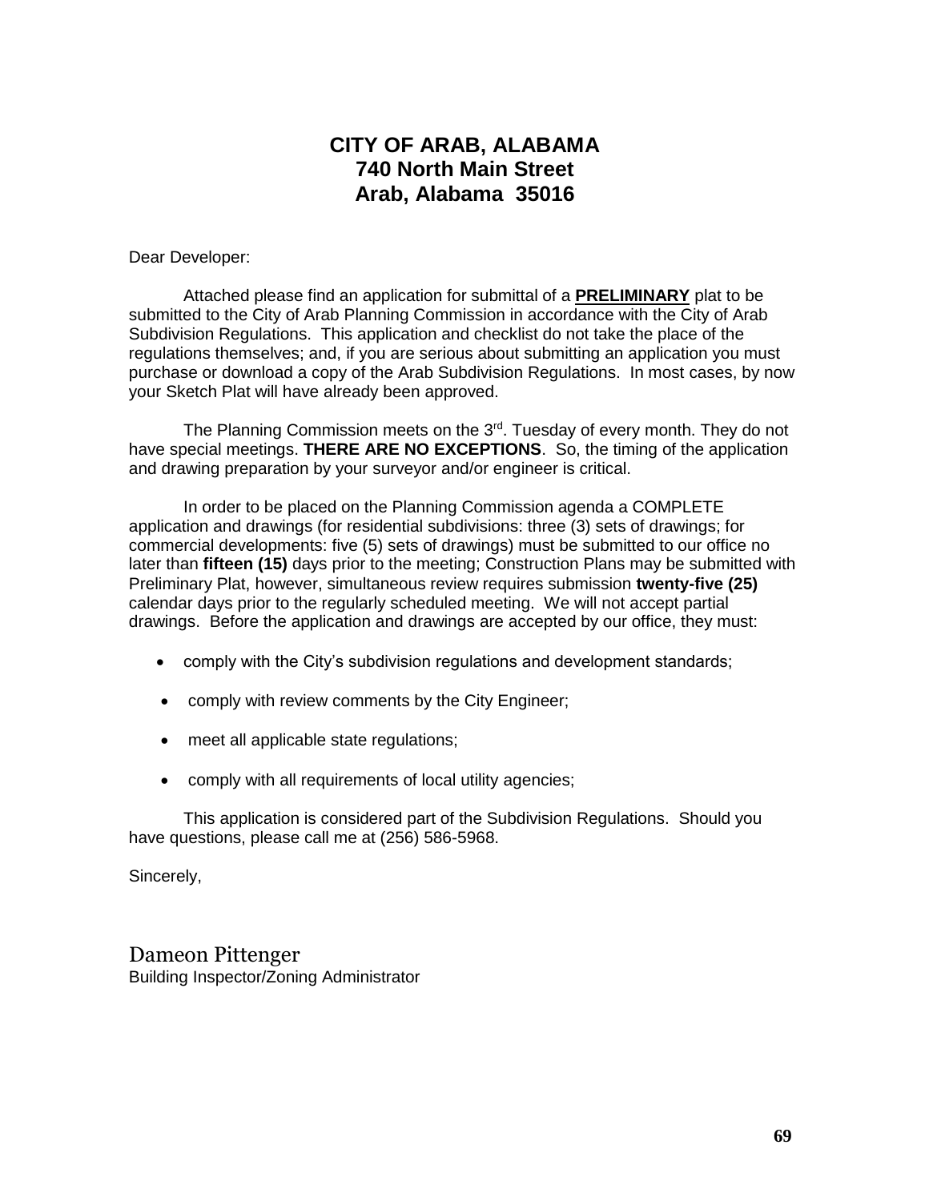# CITY OF ARAB, ALABAMA
# 740 North Main Street
# Arab, Alabama 35016

Dear Developer:

Attached please find an application for submittal of a **PRELIMINARY** plat to be submitted to the City of Arab Planning Commission in accordance with the City of Arab Subdivision Regulations. This application and checklist do not take the place of the regulations themselves; and, if you are serious about submitting an application you must purchase or download a copy of the Arab Subdivision Regulations. In most cases, by now your Sketch Plat will have already been approved.

The Planning Commission meets on the 3rd. Tuesday of every month. They do not have special meetings. **THERE ARE NO EXCEPTIONS**. So, the timing of the application and drawing preparation by your surveyor and/or engineer is critical.

In order to be placed on the Planning Commission agenda a COMPLETE application and drawings (for residential subdivisions: three (3) sets of drawings; for commercial developments: five (5) sets of drawings) must be submitted to our office no later than **fifteen (15)** days prior to the meeting; Construction Plans may be submitted with Preliminary Plat, however, simultaneous review requires submission **twenty-five (25)** calendar days prior to the regularly scheduled meeting. We will not accept partial drawings. Before the application and drawings are accepted by our office, they must:

- comply with the City's subdivision regulations and development standards;
- comply with review comments by the City Engineer;
- meet all applicable state regulations;
- comply with all requirements of local utility agencies;

This application is considered part of the Subdivision Regulations. Should you have questions, please call me at (256) 586-5968.

Sincerely,

Dameon Pittenger
Building Inspector/Zoning Administrator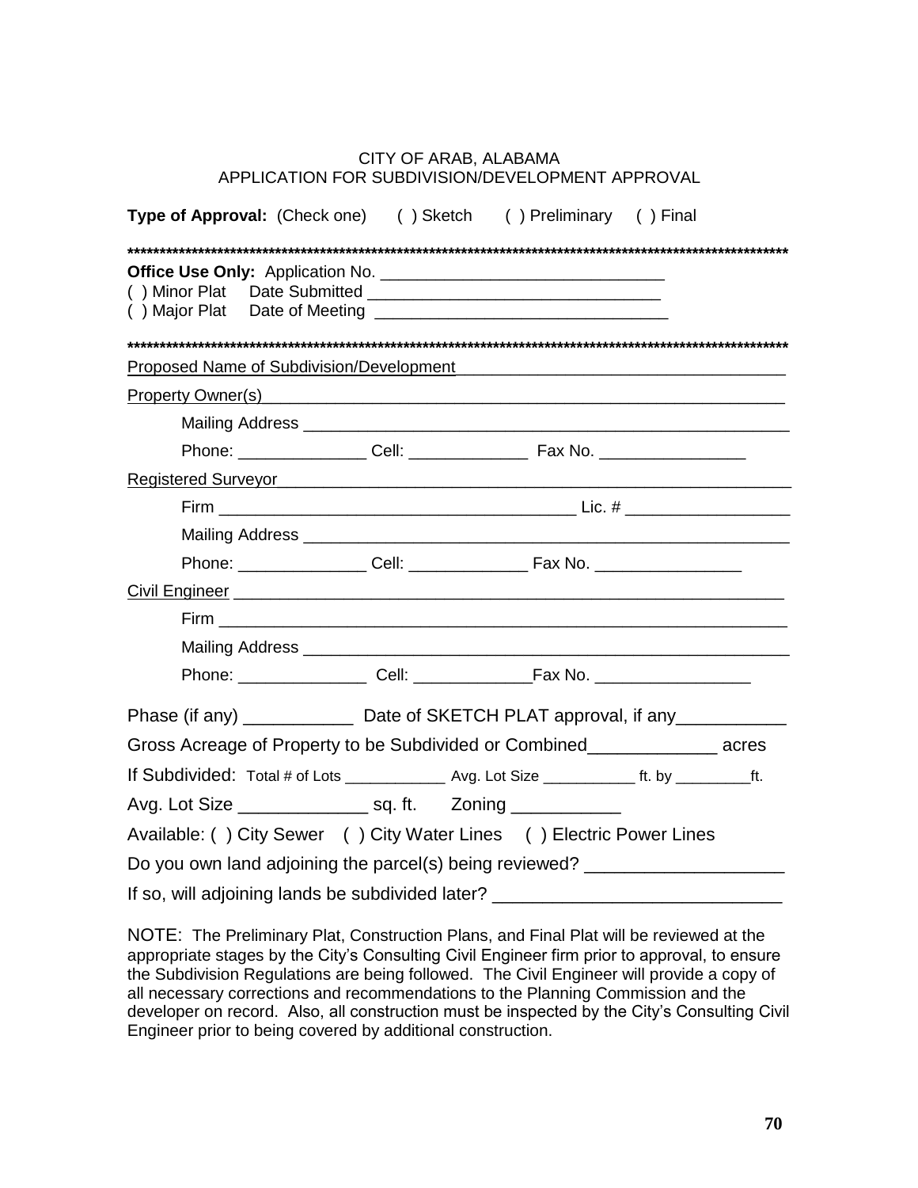CITY OF ARAB, ALABAMA
APPLICATION FOR SUBDIVISION/DEVELOPMENT APPROVAL

**Type of Approval:** (Check one) ( ) Sketch ( ) Preliminary ( ) Final

*************************************************************************************************************

**Office Use Only:** Application No. ______________________________
( ) Minor Plat Date Submitted ________________________________
( ) Major Plat Date of Meeting ________________________________

*************************************************************************************************************

Proposed Name of Subdivision/Development ___________________________________

Property Owner(s) ___________________________________________________________

Mailing Address _______________________________________________________

Phone: ______________ Cell: _____________ Fax No. ________________

Registered Surveyor ___________________________________________________________

Firm _______________________________________ Lic. # _________________

Mailing Address _______________________________________________________

Phone: ______________ Cell: _____________ Fax No. ________________

Civil Engineer _______________________________________________________________

Firm _________________________________________________________________

Mailing Address _______________________________________________________

Phone: ______________ Cell: _____________Fax No. _________________

Phase (if any) ___________ Date of SKETCH PLAT approval, if any___________

Gross Acreage of Property to be Subdivided or Combined_____________ acres

If Subdivided: Total # of Lots ____________ Avg. Lot Size ___________ ft. by _________ft.

Avg. Lot Size _____________ sq. ft. Zoning ___________

Available: ( ) City Sewer ( ) City Water Lines ( ) Electric Power Lines

Do you own land adjoining the parcel(s) being reviewed? ___________________

If so, will adjoining lands be subdivided later? ____________________________

NOTE: The Preliminary Plat, Construction Plans, and Final Plat will be reviewed at the appropriate stages by the City's Consulting Civil Engineer firm prior to approval, to ensure the Subdivision Regulations are being followed. The Civil Engineer will provide a copy of all necessary corrections and recommendations to the Planning Commission and the developer on record. Also, all construction must be inspected by the City's Consulting Civil Engineer prior to being covered by additional construction.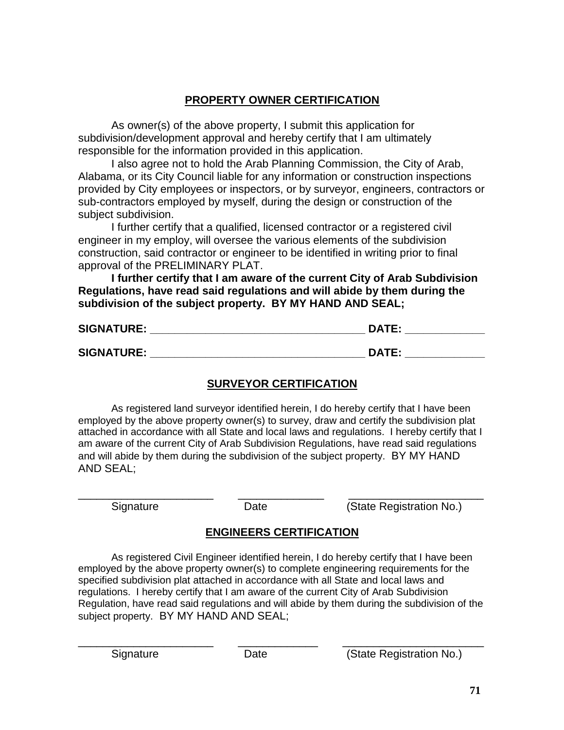## PROPERTY OWNER CERTIFICATION

As owner(s) of the above property, I submit this application for subdivision/development approval and hereby certify that I am ultimately responsible for the information provided in this application.

I also agree not to hold the Arab Planning Commission, the City of Arab, Alabama, or its City Council liable for any information or construction inspections provided by City employees or inspectors, or by surveyor, engineers, contractors or sub-contractors employed by myself, during the design or construction of the subject subdivision.

I further certify that a qualified, licensed contractor or a registered civil engineer in my employ, will oversee the various elements of the subdivision construction, said contractor or engineer to be identified in writing prior to final approval of the PRELIMINARY PLAT.

**I further certify that I am aware of the current City of Arab Subdivision Regulations, have read said regulations and will abide by them during the subdivision of the subject property. BY MY HAND AND SEAL;**

**SIGNATURE:** ___________________________________ **DATE:** _____________

**SIGNATURE:** ___________________________________ **DATE:** _____________

## SURVEYOR CERTIFICATION

As registered land surveyor identified herein, I do hereby certify that I have been employed by the above property owner(s) to survey, draw and certify the subdivision plat attached in accordance with all State and local laws and regulations. I hereby certify that I am aware of the current City of Arab Subdivision Regulations, have read said regulations and will abide by them during the subdivision of the subject property. BY MY HAND AND SEAL;

______________________ ______________ ______________________

Signature Date (State Registration No.)

## ENGINEERS CERTIFICATION

As registered Civil Engineer identified herein, I do hereby certify that I have been employed by the above property owner(s) to complete engineering requirements for the specified subdivision plat attached in accordance with all State and local laws and regulations. I hereby certify that I am aware of the current City of Arab Subdivision Regulation, have read said regulations and will abide by them during the subdivision of the subject property. BY MY HAND AND SEAL;

______________________ ______________ ______________________

Signature Date (State Registration No.)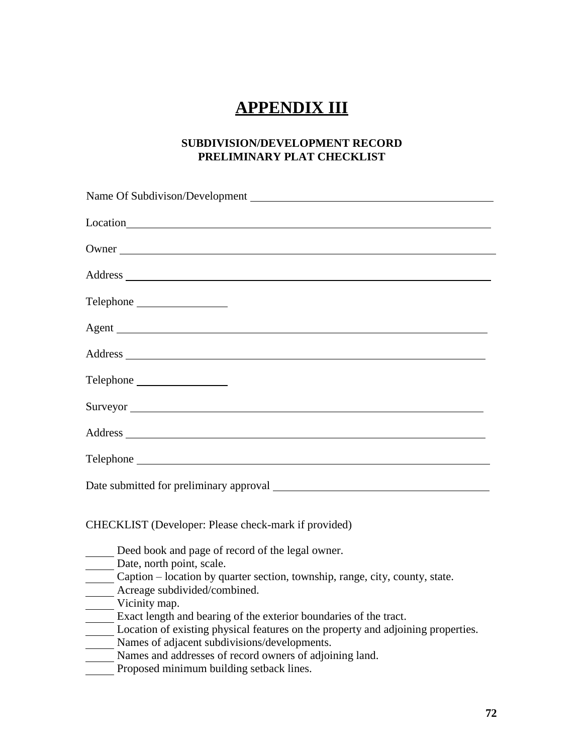# APPENDIX III

**SUBDIVISION/DEVELOPMENT RECORD**
**PRELIMINARY PLAT CHECKLIST**

Name Of Subdivison/Development ____________________________________________

Location ______________________________________________________________

Owner ________________________________________________________________

Address _______________________________________________________________

Telephone _______________

Agent _________________________________________________________________

Address _______________________________________________________________

Telephone _______________

Surveyor _______________________________________________________________

Address _______________________________________________________________

Telephone ______________________________________________________________

Date submitted for preliminary approval ____________________________________

CHECKLIST (Developer: Please check-mark if provided)

_____ Deed book and page of record of the legal owner.
_____ Date, north point, scale.
_____ Caption – location by quarter section, township, range, city, county, state.
_____ Acreage subdivided/combined.
_____ Vicinity map.
_____ Exact length and bearing of the exterior boundaries of the tract.
_____ Location of existing physical features on the property and adjoining properties.
_____ Names of adjacent subdivisions/developments.
_____ Names and addresses of record owners of adjoining land.
_____ Proposed minimum building setback lines.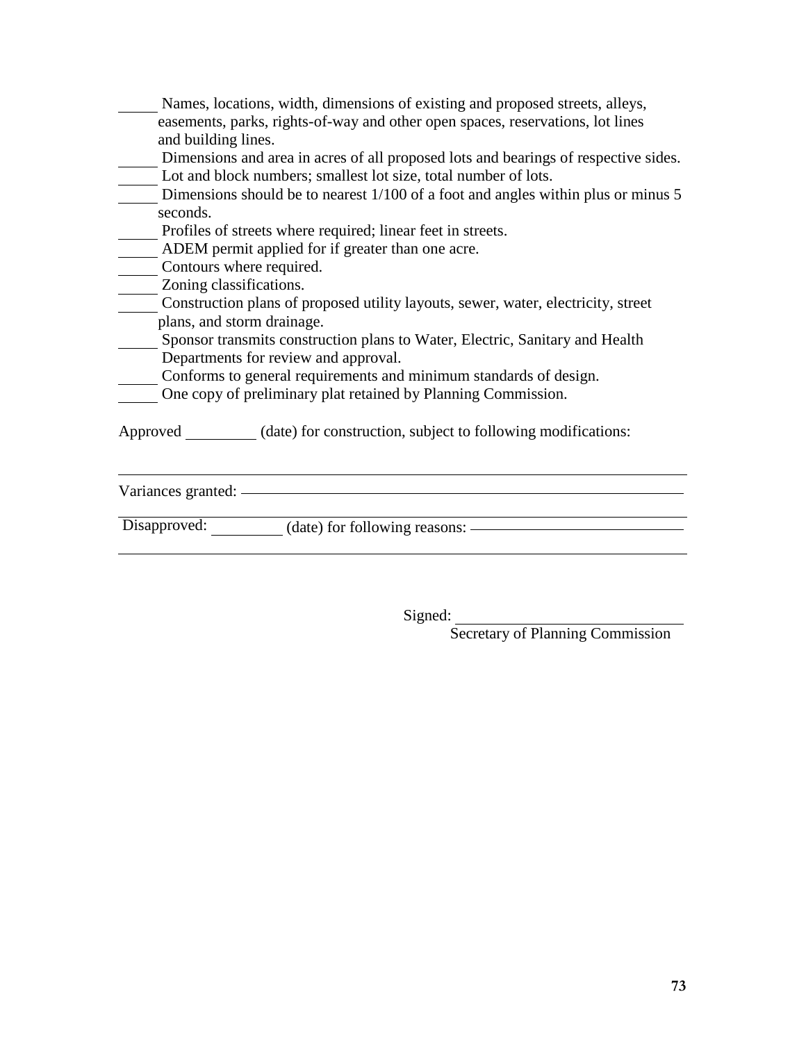_____ Names, locations, width, dimensions of existing and proposed streets, alleys, easements, parks, rights-of-way and other open spaces, reservations, lot lines and building lines.

_____ Dimensions and area in acres of all proposed lots and bearings of respective sides.

_____ Lot and block numbers; smallest lot size, total number of lots.

_____ Dimensions should be to nearest 1/100 of a foot and angles within plus or minus 5 seconds.

_____ Profiles of streets where required; linear feet in streets.

_____ ADEM permit applied for if greater than one acre.

_____ Contours where required.

_____ Zoning classifications.

_____ Construction plans of proposed utility layouts, sewer, water, electricity, street plans, and storm drainage.

_____ Sponsor transmits construction plans to Water, Electric, Sanitary and Health Departments for review and approval.

_____ Conforms to general requirements and minimum standards of design.

_____ One copy of preliminary plat retained by Planning Commission.

Approved _________ (date) for construction, subject to following modifications:

______________________________________________________________________

Variances granted: _____________________________________________________

______________________________________________________________________

Disapproved: _________ (date) for following reasons: ___________________________

______________________________________________________________________

Signed: ____________________________

Secretary of Planning Commission